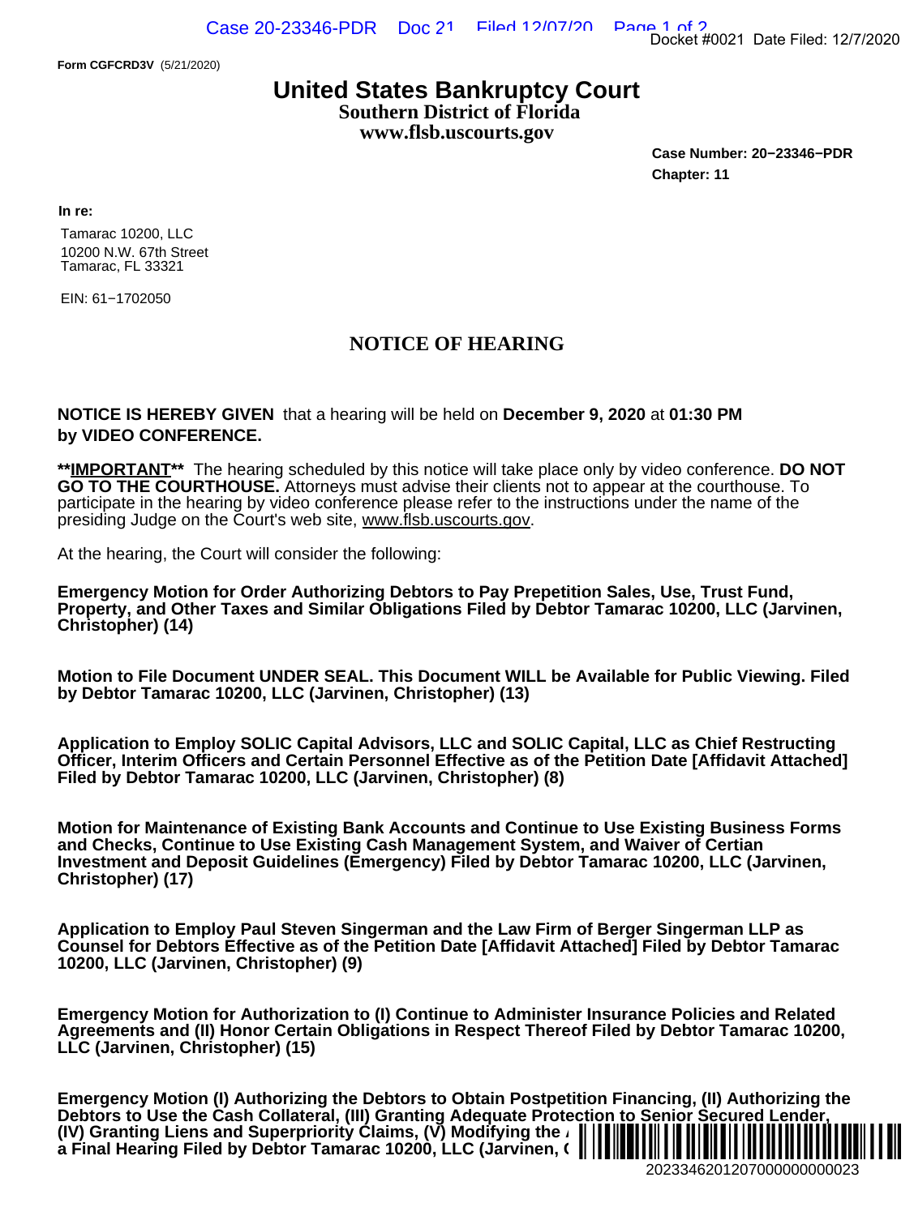Form CGFCRD3V (5/21/2020)

# United States Bankruptcy Court
## Southern District of Florida
## www.flsb.uscourts.gov

**Case Number: 20−23346−PDR**
**Chapter: 11**

**In re:**

Tamarac 10200, LLC
10200 N.W. 67th Street
Tamarac, FL 33321

EIN: 61−1702050

## NOTICE OF HEARING

**NOTICE IS HEREBY GIVEN** that a hearing will be held on **December 9, 2020** at **01:30 PM by VIDEO CONFERENCE.**

****IMPORTANT**** The hearing scheduled by this notice will take place only by video conference. **DO NOT GO TO THE COURTHOUSE.** Attorneys must advise their clients not to appear at the courthouse. To participate in the hearing by video conference please refer to the instructions under the name of the presiding Judge on the Court's web site, www.flsb.uscourts.gov.

At the hearing, the Court will consider the following:

**Emergency Motion for Order Authorizing Debtors to Pay Prepetition Sales, Use, Trust Fund, Property, and Other Taxes and Similar Obligations Filed by Debtor Tamarac 10200, LLC (Jarvinen, Christopher) (14)**

**Motion to File Document UNDER SEAL. This Document WILL be Available for Public Viewing. Filed by Debtor Tamarac 10200, LLC (Jarvinen, Christopher) (13)**

**Application to Employ SOLIC Capital Advisors, LLC and SOLIC Capital, LLC as Chief Restructing Officer, Interim Officers and Certain Personnel Effective as of the Petition Date [Affidavit Attached] Filed by Debtor Tamarac 10200, LLC (Jarvinen, Christopher) (8)**

**Motion for Maintenance of Existing Bank Accounts and Continue to Use Existing Business Forms and Checks, Continue to Use Existing Cash Management System, and Waiver of Certian Investment and Deposit Guidelines (Emergency) Filed by Debtor Tamarac 10200, LLC (Jarvinen, Christopher) (17)**

**Application to Employ Paul Steven Singerman and the Law Firm of Berger Singerman LLP as Counsel for Debtors Effective as of the Petition Date [Affidavit Attached] Filed by Debtor Tamarac 10200, LLC (Jarvinen, Christopher) (9)**

**Emergency Motion for Authorization to (I) Continue to Administer Insurance Policies and Related Agreements and (II) Honor Certain Obligations in Respect Thereof Filed by Debtor Tamarac 10200, LLC (Jarvinen, Christopher) (15)**

**Emergency Motion (I) Authorizing the Debtors to Obtain Postpetition Financing, (II) Authorizing the Debtors to Use the Cash Collateral, (III) Granting Adequate Protection to Senior Secured Lender, (IV) Granting Liens and Superpriority Claims, (V) Modifying the A a Final Hearing Filed by Debtor Tamarac 10200, LLC (Jarvinen, C**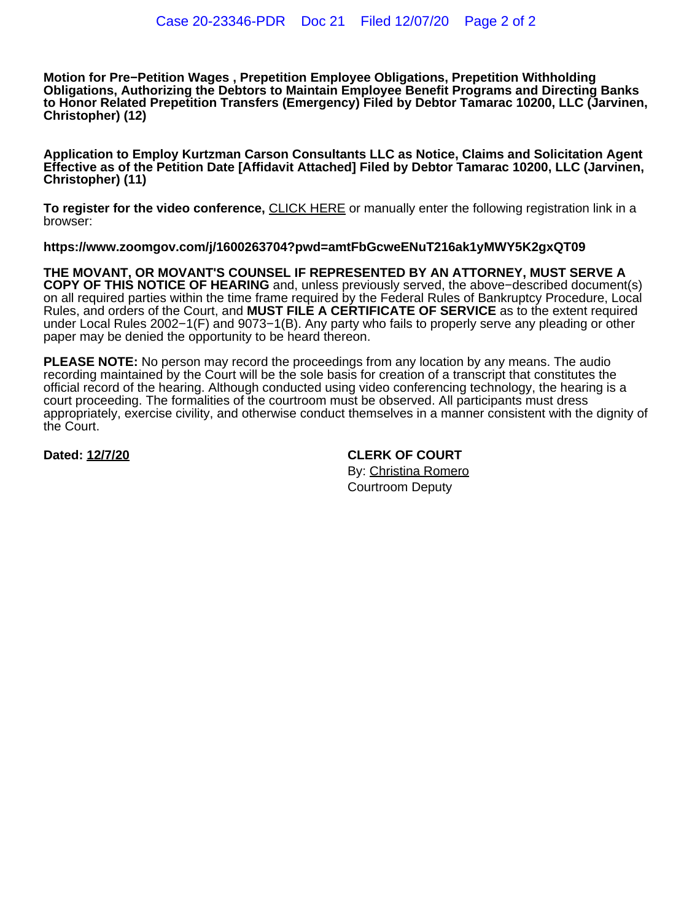**Motion for Pre−Petition Wages , Prepetition Employee Obligations, Prepetition Withholding Obligations, Authorizing the Debtors to Maintain Employee Benefit Programs and Directing Banks to Honor Related Prepetition Transfers (Emergency) Filed by Debtor Tamarac 10200, LLC (Jarvinen, Christopher) (12)**

**Application to Employ Kurtzman Carson Consultants LLC as Notice, Claims and Solicitation Agent Effective as of the Petition Date [Affidavit Attached] Filed by Debtor Tamarac 10200, LLC (Jarvinen, Christopher) (11)**

**To register for the video conference,** CLICK HERE or manually enter the following registration link in a browser:

**https://www.zoomgov.com/j/1600263704?pwd=amtFbGcweENuT216ak1yMWY5K2gxQT09**

**THE MOVANT, OR MOVANT'S COUNSEL IF REPRESENTED BY AN ATTORNEY, MUST SERVE A COPY OF THIS NOTICE OF HEARING** and, unless previously served, the above−described document(s) on all required parties within the time frame required by the Federal Rules of Bankruptcy Procedure, Local Rules, and orders of the Court, and **MUST FILE A CERTIFICATE OF SERVICE** as to the extent required under Local Rules 2002−1(F) and 9073−1(B). Any party who fails to properly serve any pleading or other paper may be denied the opportunity to be heard thereon.

**PLEASE NOTE:** No person may record the proceedings from any location by any means. The audio recording maintained by the Court will be the sole basis for creation of a transcript that constitutes the official record of the hearing. Although conducted using video conferencing technology, the hearing is a court proceeding. The formalities of the courtroom must be observed. All participants must dress appropriately, exercise civility, and otherwise conduct themselves in a manner consistent with the dignity of the Court.

**Dated: 12/7/20**

**CLERK OF COURT**
By: Christina Romero
Courtroom Deputy